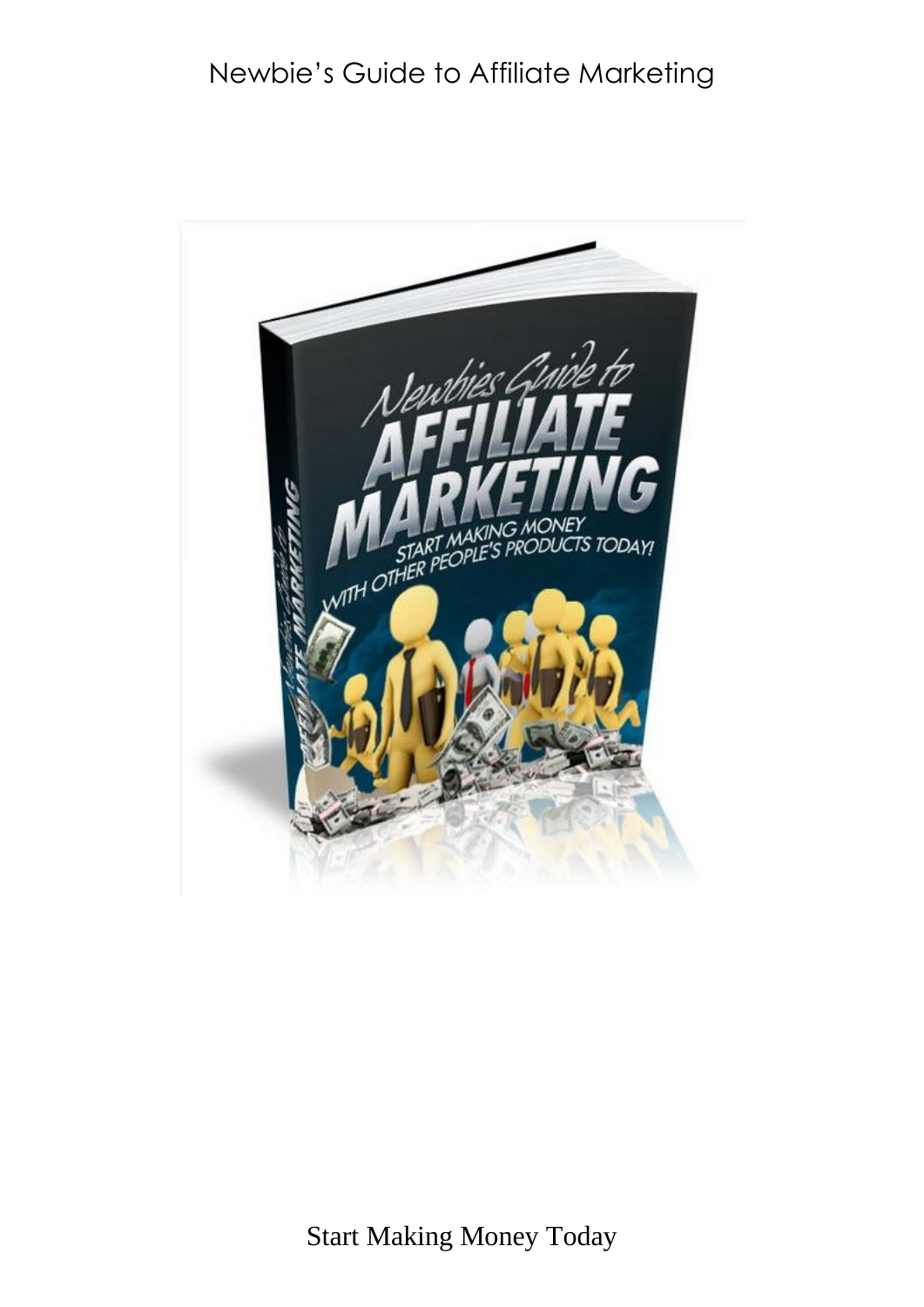# Newbie's Guide to Affiliate Marketing

Start Making Money Today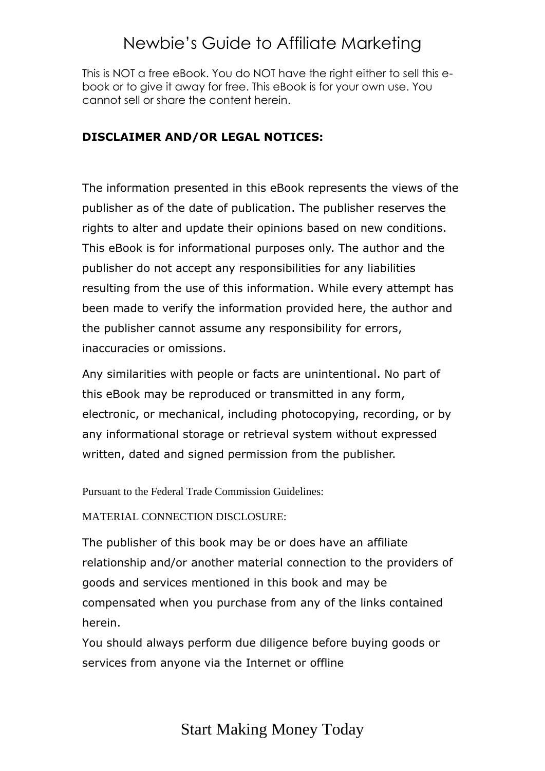This is NOT a free eBook. You do NOT have the right either to sell this e-book or to give it away for free. This eBook is for your own use. You cannot sell or share the content herein.

**DISCLAIMER AND/OR LEGAL NOTICES:**

The information presented in this eBook represents the views of the publisher as of the date of publication. The publisher reserves the rights to alter and update their opinions based on new conditions. This eBook is for informational purposes only. The author and the publisher do not accept any responsibilities for any liabilities resulting from the use of this information. While every attempt has been made to verify the information provided here, the author and the publisher cannot assume any responsibility for errors, inaccuracies or omissions.

Any similarities with people or facts are unintentional. No part of this eBook may be reproduced or transmitted in any form, electronic, or mechanical, including photocopying, recording, or by any informational storage or retrieval system without expressed written, dated and signed permission from the publisher.

Pursuant to the Federal Trade Commission Guidelines:

MATERIAL CONNECTION DISCLOSURE:

The publisher of this book may be or does have an affiliate relationship and/or another material connection to the providers of goods and services mentioned in this book and may be compensated when you purchase from any of the links contained herein.

You should always perform due diligence before buying goods or services from anyone via the Internet or offline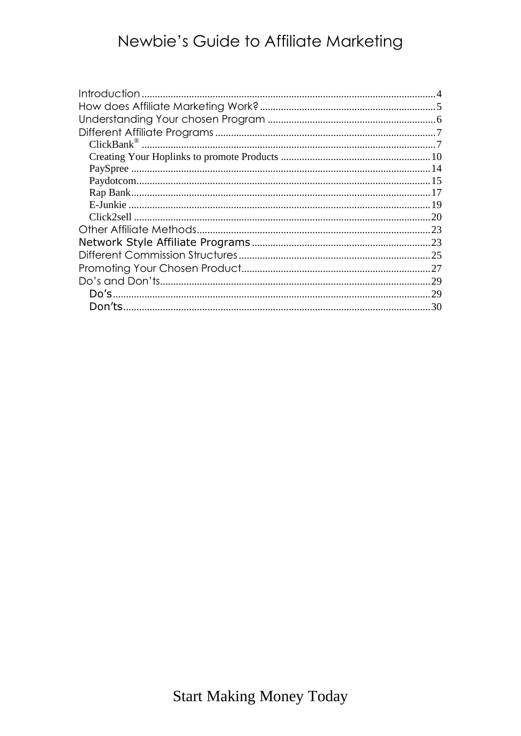Introduction ........................................................ 4
How does Affiliate Marketing Work? ........................................................ 5
Understanding Your chosen Program ........................................................ 6
Different Affiliate Programs ........................................................ 7
- ClickBank® ........................................................ 7
- Creating Your Hoplinks to promote Products ........................................................ 10
- PaySpree ........................................................ 14
- Paydotcom ........................................................ 15
- Rap Bank ........................................................ 17
- E-Junkie ........................................................ 19
- Click2sell ........................................................ 20

Other Affiliate Methods ........................................................ 23
Network Style Affiliate Programs ........................................................ 23
Different Commission Structures ........................................................ 25
Promoting Your Chosen Product ........................................................ 27
Do's and Don'ts ........................................................ 29
- Do's ........................................................ 29
- Don'ts ........................................................ 30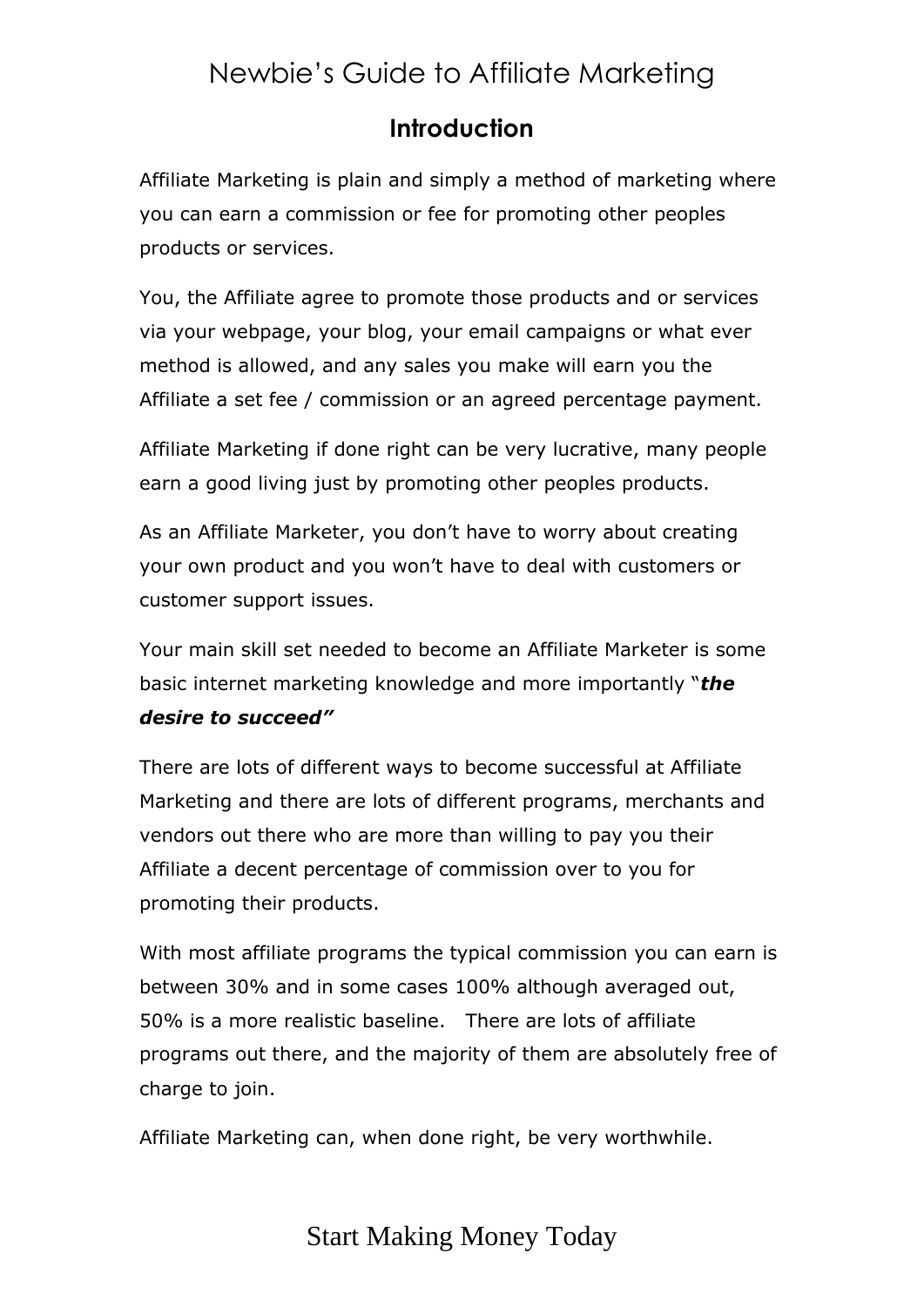## Introduction

Affiliate Marketing is plain and simply a method of marketing where you can earn a commission or fee for promoting other peoples products or services.

You, the Affiliate agree to promote those products and or services via your webpage, your blog, your email campaigns or what ever method is allowed, and any sales you make will earn you the Affiliate a set fee / commission or an agreed percentage payment.

Affiliate Marketing if done right can be very lucrative, many people earn a good living just by promoting other peoples products.

As an Affiliate Marketer, you don't have to worry about creating your own product and you won't have to deal with customers or customer support issues.

Your main skill set needed to become an Affiliate Marketer is some basic internet marketing knowledge and more importantly "***the desire to succeed"***

There are lots of different ways to become successful at Affiliate Marketing and there are lots of different programs, merchants and vendors out there who are more than willing to pay you their Affiliate a decent percentage of commission over to you for promoting their products.

With most affiliate programs the typical commission you can earn is between 30% and in some cases 100% although averaged out, 50% is a more realistic baseline. There are lots of affiliate programs out there, and the majority of them are absolutely free of charge to join.

Affiliate Marketing can, when done right, be very worthwhile.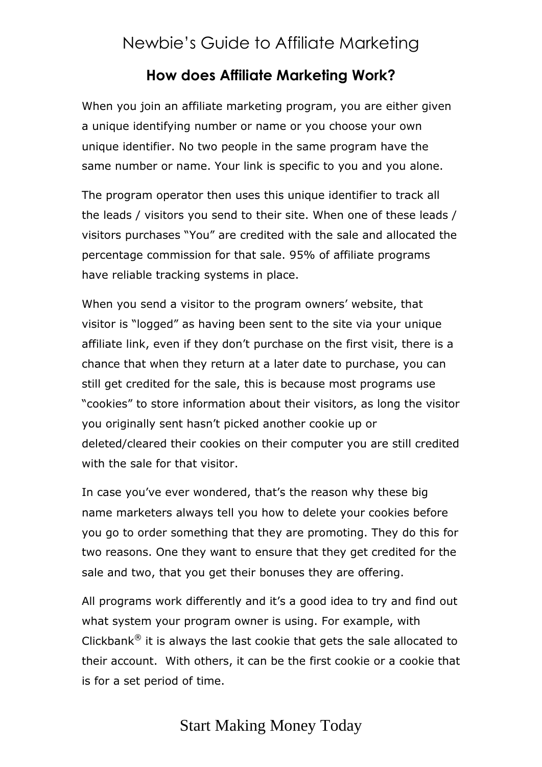## How does Affiliate Marketing Work?

When you join an affiliate marketing program, you are either given a unique identifying number or name or you choose your own unique identifier. No two people in the same program have the same number or name. Your link is specific to you and you alone.

The program operator then uses this unique identifier to track all the leads / visitors you send to their site. When one of these leads / visitors purchases "You" are credited with the sale and allocated the percentage commission for that sale. 95% of affiliate programs have reliable tracking systems in place.

When you send a visitor to the program owners' website, that visitor is "logged" as having been sent to the site via your unique affiliate link, even if they don't purchase on the first visit, there is a chance that when they return at a later date to purchase, you can still get credited for the sale, this is because most programs use "cookies" to store information about their visitors, as long the visitor you originally sent hasn't picked another cookie up or deleted/cleared their cookies on their computer you are still credited with the sale for that visitor.

In case you've ever wondered, that's the reason why these big name marketers always tell you how to delete your cookies before you go to order something that they are promoting. They do this for two reasons. One they want to ensure that they get credited for the sale and two, that you get their bonuses they are offering.

All programs work differently and it's a good idea to try and find out what system your program owner is using. For example, with Clickbank® it is always the last cookie that gets the sale allocated to their account. With others, it can be the first cookie or a cookie that is for a set period of time.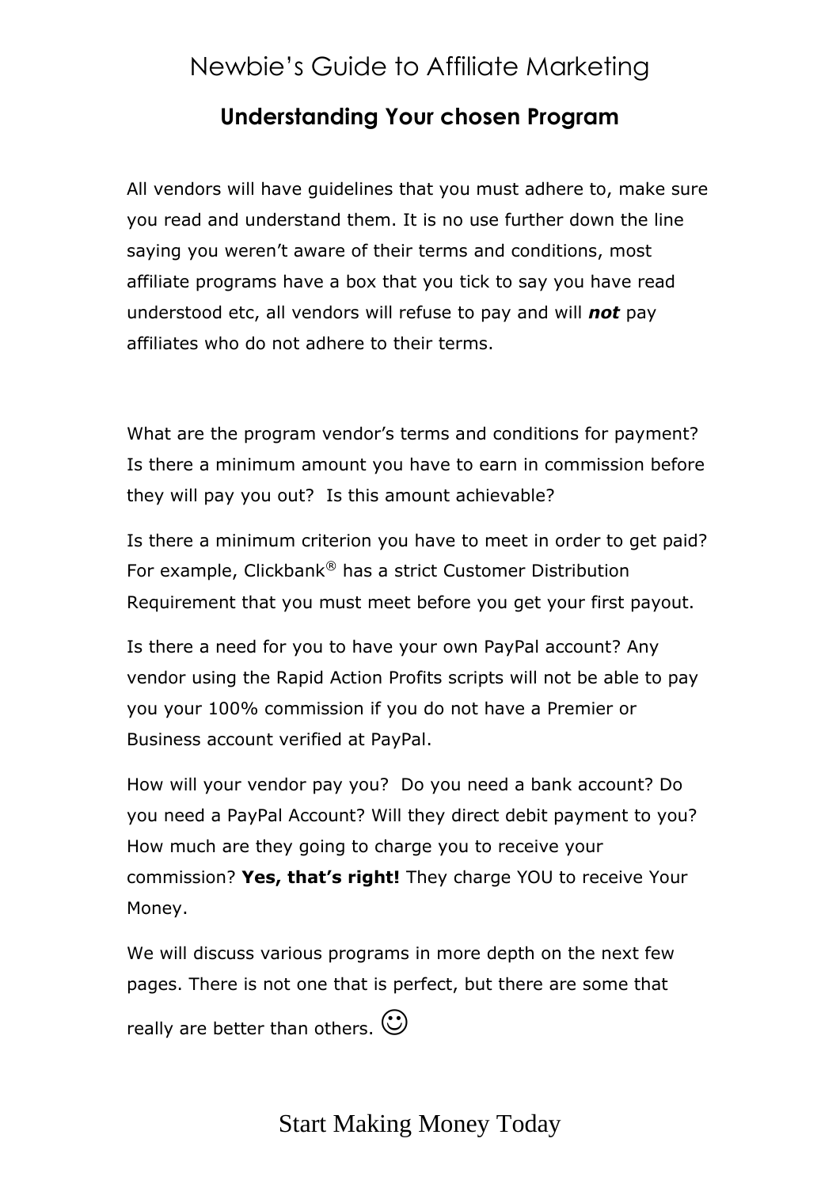## Understanding Your chosen Program

All vendors will have guidelines that you must adhere to, make sure you read and understand them. It is no use further down the line saying you weren't aware of their terms and conditions, most affiliate programs have a box that you tick to say you have read understood etc, all vendors will refuse to pay and will ***not*** pay affiliates who do not adhere to their terms.

What are the program vendor's terms and conditions for payment? Is there a minimum amount you have to earn in commission before they will pay you out? Is this amount achievable?

Is there a minimum criterion you have to meet in order to get paid? For example, Clickbank® has a strict Customer Distribution Requirement that you must meet before you get your first payout.

Is there a need for you to have your own PayPal account? Any vendor using the Rapid Action Profits scripts will not be able to pay you your 100% commission if you do not have a Premier or Business account verified at PayPal.

How will your vendor pay you? Do you need a bank account? Do you need a PayPal Account? Will they direct debit payment to you? How much are they going to charge you to receive your commission? **Yes, that's right!** They charge YOU to receive Your Money.

We will discuss various programs in more depth on the next few pages. There is not one that is perfect, but there are some that really are better than others. ☺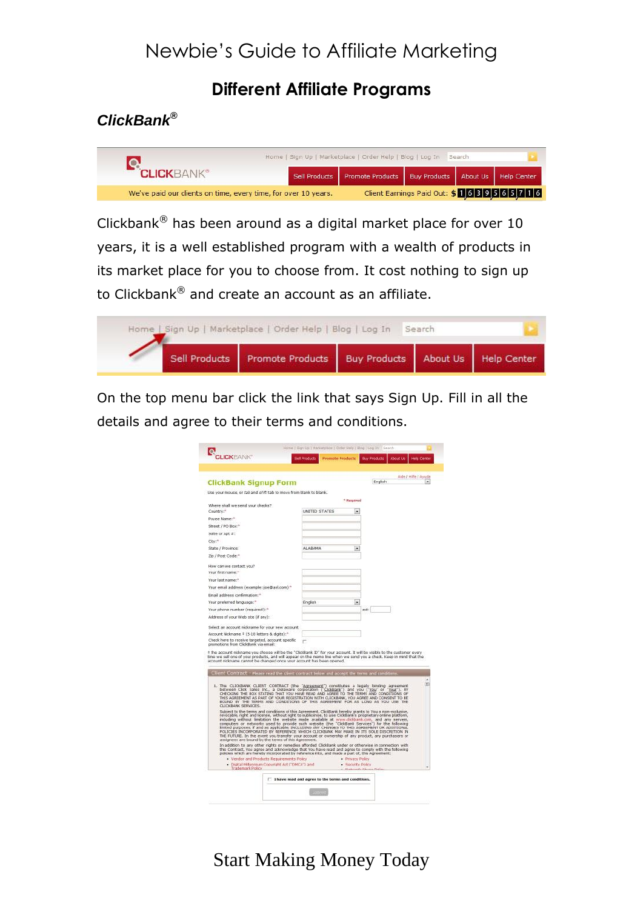## Different Affiliate Programs

### *ClickBank®*

Clickbank® has been around as a digital market place for over 10 years, it is a well established program with a wealth of products in its market place for you to choose from. It cost nothing to sign up to Clickbank® and create an account as an affiliate.

On the top menu bar click the link that says Sign Up. Fill in all the details and agree to their terms and conditions.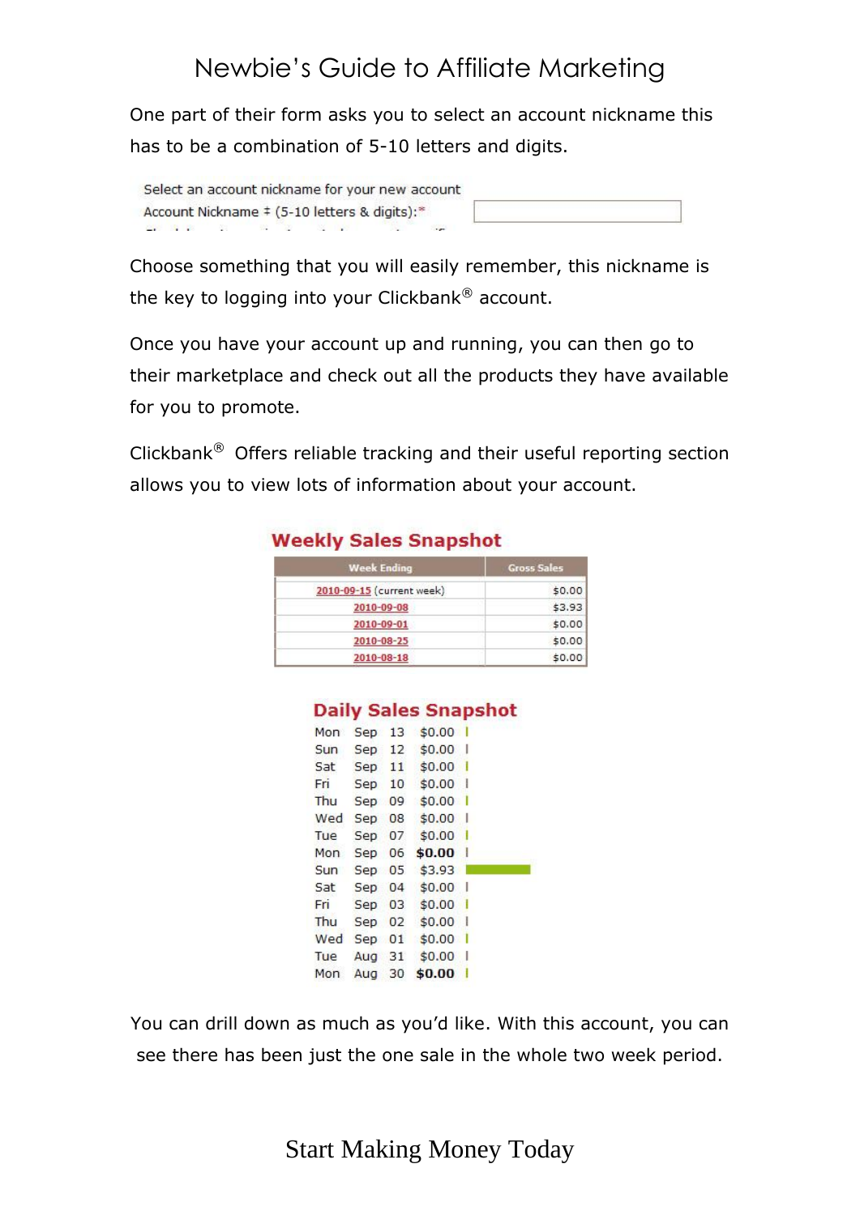One part of their form asks you to select an account nickname this has to be a combination of 5-10 letters and digits.

Select an account nickname for your new account
Account Nickname ‡ (5-10 letters & digits):*

Choose something that you will easily remember, this nickname is the key to logging into your Clickbank® account.

Once you have your account up and running, you can then go to their marketplace and check out all the products they have available for you to promote.

Clickbank® Offers reliable tracking and their useful reporting section allows you to view lots of information about your account.

**Weekly Sales Snapshot**

| Week Ending | Gross Sales |
|---|---|
| 2010-09-15 (current week) | $0.00 |
| 2010-09-08 | $3.93 |
| 2010-09-01 | $0.00 |
| 2010-08-25 | $0.00 |
| 2010-08-18 | $0.00 |

**Daily Sales Snapshot**

| | | | |
|---|---|---|---|
| Mon | Sep | 13 | $0.00 |
| Sun | Sep | 12 | $0.00 |
| Sat | Sep | 11 | $0.00 |
| Fri | Sep | 10 | $0.00 |
| Thu | Sep | 09 | $0.00 |
| Wed | Sep | 08 | $0.00 |
| Tue | Sep | 07 | $0.00 |
| Mon | Sep | 06 | **$0.00** |
| Sun | Sep | 05 | $3.93 |
| Sat | Sep | 04 | $0.00 |
| Fri | Sep | 03 | $0.00 |
| Thu | Sep | 02 | $0.00 |
| Wed | Sep | 01 | $0.00 |
| Tue | Aug | 31 | $0.00 |
| Mon | Aug | 30 | **$0.00** |

You can drill down as much as you'd like. With this account, you can see there has been just the one sale in the whole two week period.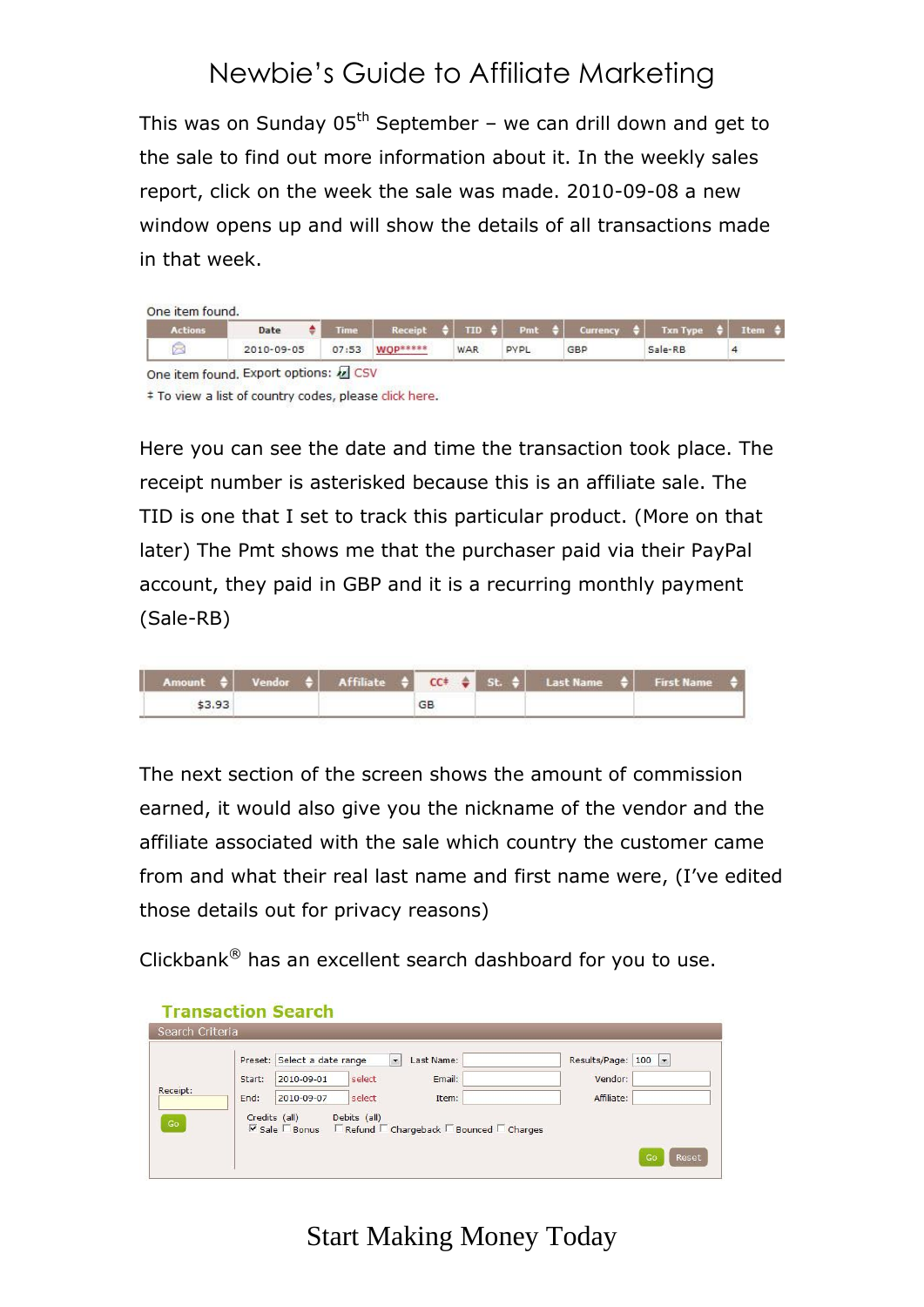This was on Sunday 05th September – we can drill down and get to the sale to find out more information about it. In the weekly sales report, click on the week the sale was made. 2010-09-08 a new window opens up and will show the details of all transactions made in that week.

One item found.

| Actions | Date | Time | Receipt | TID | Pmt | Currency | Txn Type | Item |
|---|---|---|---|---|---|---|---|---|
| | 2010-09-05 | 07:53 | WOP***** | WAR | PYPL | GBP | Sale-RB | 4 |

One item found. Export options: CSV

‡ To view a list of country codes, please click here.

Here you can see the date and time the transaction took place. The receipt number is asterisked because this is an affiliate sale. The TID is one that I set to track this particular product. (More on that later) The Pmt shows me that the purchaser paid via their PayPal account, they paid in GBP and it is a recurring monthly payment (Sale-RB)

| Amount | Vendor | Affiliate | CC‡ | St. | Last Name | First Name |
|---|---|---|---|---|---|---|
| $3.93 | | | GB | | | |

The next section of the screen shows the amount of commission earned, it would also give you the nickname of the vendor and the affiliate associated with the sale which country the customer came from and what their real last name and first name were, (I've edited those details out for privacy reasons)

Clickbank® has an excellent search dashboard for you to use.

**Transaction Search**

Search Criteria

Receipt: [ ] Go

Preset: Select a date range | Last Name: | Results/Page: 100
Start: 2010-09-01 select | Email: | Vendor:
End: 2010-09-07 select | Item: | Affiliate:

Credits (all): ☑ Sale ☐ Bonus
Debits (all): ☐ Refund ☐ Chargeback ☐ Bounced ☐ Charges

Go Reset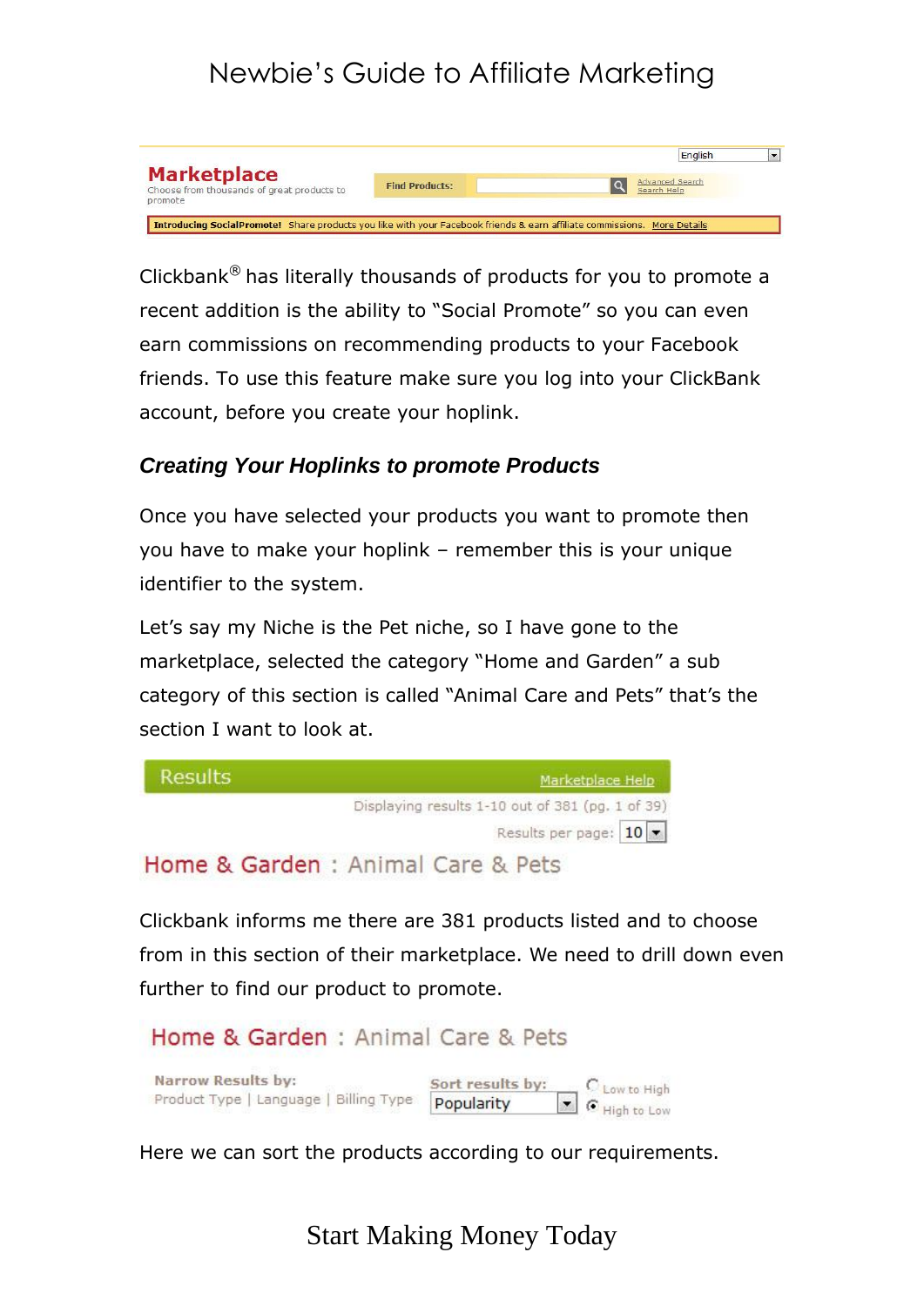Clickbank® has literally thousands of products for you to promote a recent addition is the ability to "Social Promote" so you can even earn commissions on recommending products to your Facebook friends. To use this feature make sure you log into your ClickBank account, before you create your hoplink.

### *Creating Your Hoplinks to promote Products*

Once you have selected your products you want to promote then you have to make your hoplink – remember this is your unique identifier to the system.

Let's say my Niche is the Pet niche, so I have gone to the marketplace, selected the category "Home and Garden" a sub category of this section is called "Animal Care and Pets" that's the section I want to look at.

Clickbank informs me there are 381 products listed and to choose from in this section of their marketplace. We need to drill down even further to find our product to promote.

Here we can sort the products according to our requirements.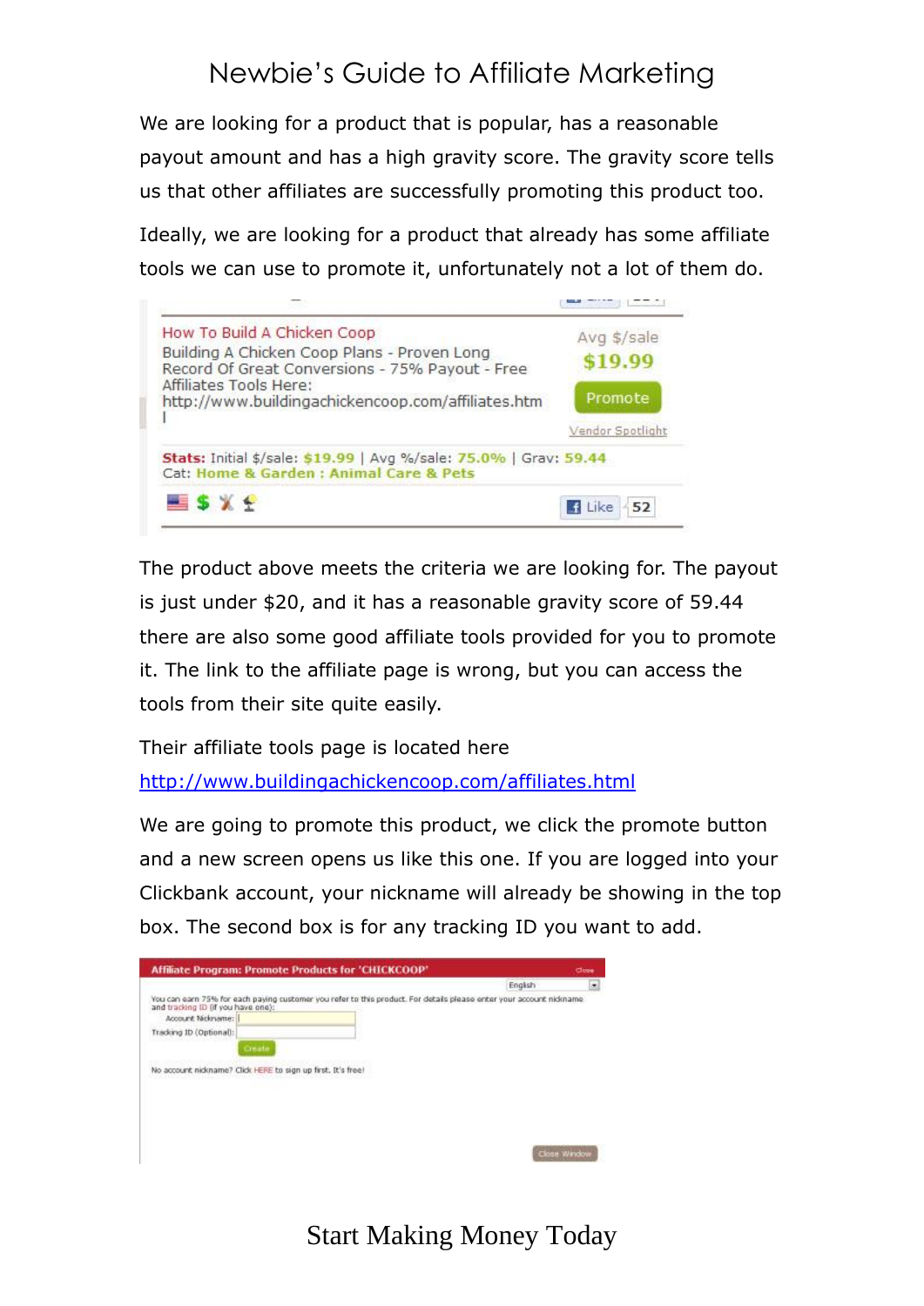We are looking for a product that is popular, has a reasonable payout amount and has a high gravity score. The gravity score tells us that other affiliates are successfully promoting this product too.

Ideally, we are looking for a product that already has some affiliate tools we can use to promote it, unfortunately not a lot of them do.

The product above meets the criteria we are looking for. The payout is just under $20, and it has a reasonable gravity score of 59.44 there are also some good affiliate tools provided for you to promote it. The link to the affiliate page is wrong, but you can access the tools from their site quite easily.

Their affiliate tools page is located here [http://www.buildingachickencoop.com/affiliates.html](http://www.buildingachickencoop.com/affiliates.html)

We are going to promote this product, we click the promote button and a new screen opens us like this one. If you are logged into your Clickbank account, your nickname will already be showing in the top box. The second box is for any tracking ID you want to add.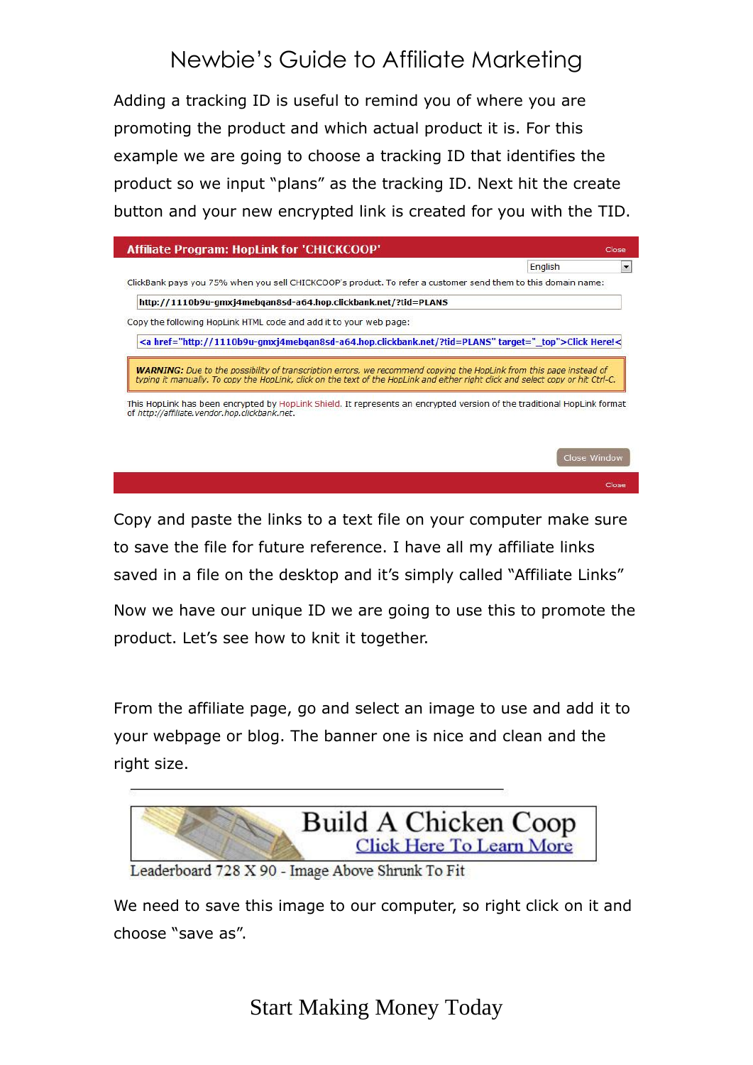Adding a tracking ID is useful to remind you of where you are promoting the product and which actual product it is. For this example we are going to choose a tracking ID that identifies the product so we input "plans" as the tracking ID. Next hit the create button and your new encrypted link is created for you with the TID.

**Affiliate Program: HopLink for 'CHICKCOOP'** Close

English

ClickBank pays you 75% when you sell CHICKCOOP's product. To refer a customer send them to this domain name:

http://1110b9u-gmxj4mebqan8sd-a64.hop.clickbank.net/?tid=PLANS

Copy the following HopLink HTML code and add it to your web page:

```
<a href="http://1110b9u-gmxj4mebqan8sd-a64.hop.clickbank.net/?tid=PLANS" target="_top">Click Here!<
```

***WARNING:*** *Due to the possibility of transcription errors, we recommend copying the HopLink from this page instead of typing it manually. To copy the HopLink, click on the text of the HopLink and either right click and select copy or hit Ctrl-C.*

This HopLink has been encrypted by HopLink Shield. It represents an encrypted version of the traditional HopLink format of *http://affiliate.vendor.hop.clickbank.net*.

Close Window

Close

Copy and paste the links to a text file on your computer make sure to save the file for future reference. I have all my affiliate links saved in a file on the desktop and it's simply called "Affiliate Links"

Now we have our unique ID we are going to use this to promote the product. Let's see how to knit it together.

From the affiliate page, go and select an image to use and add it to your webpage or blog. The banner one is nice and clean and the right size.

Build A Chicken Coop
Click Here To Learn More

Leaderboard 728 X 90 - Image Above Shrunk To Fit

We need to save this image to our computer, so right click on it and choose "save as".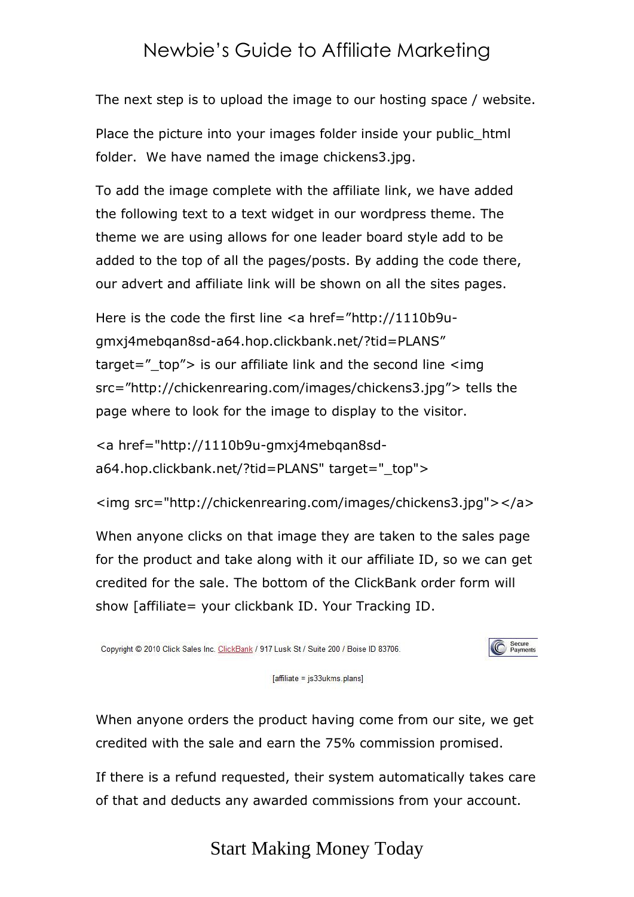The next step is to upload the image to our hosting space / website.

Place the picture into your images folder inside your public_html folder. We have named the image chickens3.jpg.

To add the image complete with the affiliate link, we have added the following text to a text widget in our wordpress theme. The theme we are using allows for one leader board style add to be added to the top of all the pages/posts. By adding the code there, our advert and affiliate link will be shown on all the sites pages.

Here is the code the first line <a href=”http://1110b9u-gmxj4mebqan8sd-a64.hop.clickbank.net/?tid=PLANS” target=”_top”> is our affiliate link and the second line <img src=”http://chickenrearing.com/images/chickens3.jpg”> tells the page where to look for the image to display to the visitor.

```
<a href="http://1110b9u-gmxj4mebqan8sd-a64.hop.clickbank.net/?tid=PLANS" target="_top">

<img src="http://chickenrearing.com/images/chickens3.jpg"></a>
```

When anyone clicks on that image they are taken to the sales page for the product and take along with it our affiliate ID, so we can get credited for the sale. The bottom of the ClickBank order form will show [affiliate= your clickbank ID. Your Tracking ID.

Copyright © 2010 Click Sales Inc. ClickBank / 917 Lusk St / Suite 200 / Boise ID 83706.

Secure Payments

[affiliate = js33ukms.plans]

When anyone orders the product having come from our site, we get credited with the sale and earn the 75% commission promised.

If there is a refund requested, their system automatically takes care of that and deducts any awarded commissions from your account.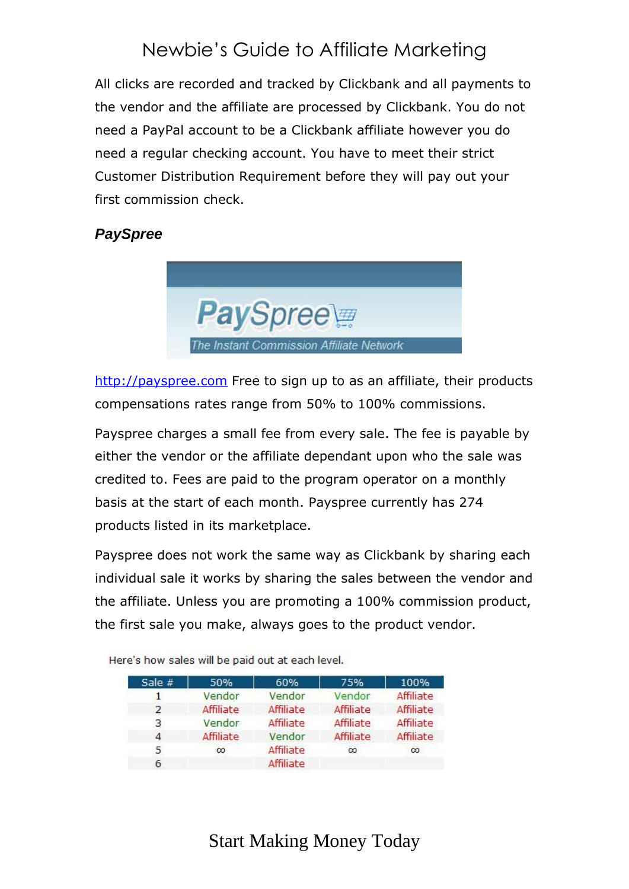All clicks are recorded and tracked by Clickbank and all payments to the vendor and the affiliate are processed by Clickbank. You do not need a PayPal account to be a Clickbank affiliate however you do need a regular checking account. You have to meet their strict Customer Distribution Requirement before they will pay out your first commission check.

### *PaySpree*

PaySpree
The Instant Commission Affiliate Network

http://payspree.com Free to sign up to as an affiliate, their products compensations rates range from 50% to 100% commissions.

Payspree charges a small fee from every sale. The fee is payable by either the vendor or the affiliate dependant upon who the sale was credited to. Fees are paid to the program operator on a monthly basis at the start of each month. Payspree currently has 274 products listed in its marketplace.

Payspree does not work the same way as Clickbank by sharing each individual sale it works by sharing the sales between the vendor and the affiliate. Unless you are promoting a 100% commission product, the first sale you make, always goes to the product vendor.

Here's how sales will be paid out at each level.

| Sale # | 50% | 60% | 75% | 100% |
|---|---|---|---|---|
| 1 | Vendor | Vendor | Vendor | Affiliate |
| 2 | Affiliate | Affiliate | Affiliate | Affiliate |
| 3 | Vendor | Affiliate | Affiliate | Affiliate |
| 4 | Affiliate | Vendor | Affiliate | Affiliate |
| 5 | ∞ | Affiliate | ∞ | ∞ |
| 6 | | Affiliate | | |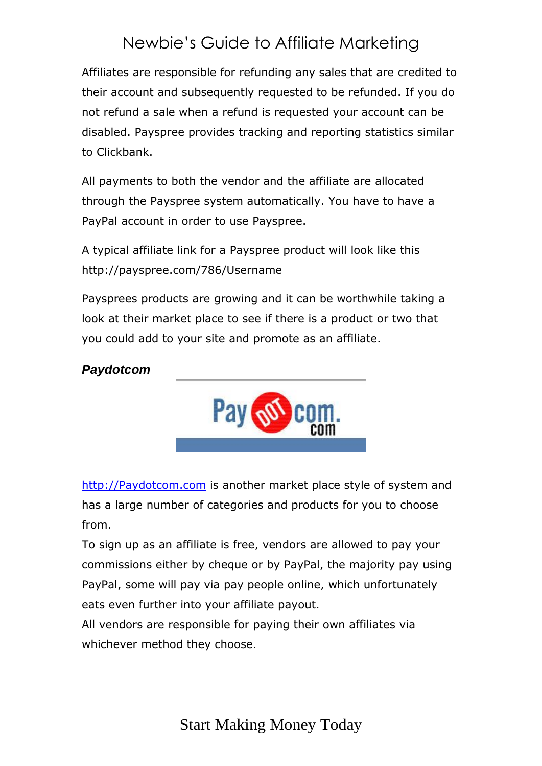Affiliates are responsible for refunding any sales that are credited to their account and subsequently requested to be refunded. If you do not refund a sale when a refund is requested your account can be disabled. Payspree provides tracking and reporting statistics similar to Clickbank.

All payments to both the vendor and the affiliate are allocated through the Payspree system automatically. You have to have a PayPal account in order to use Payspree.

A typical affiliate link for a Payspree product will look like this http://payspree.com/786/Username

Paysprees products are growing and it can be worthwhile taking a look at their market place to see if there is a product or two that you could add to your site and promote as an affiliate.

***Paydotcom***

[http://Paydotcom.com](http://Paydotcom.com) is another market place style of system and has a large number of categories and products for you to choose from.
To sign up as an affiliate is free, vendors are allowed to pay your commissions either by cheque or by PayPal, the majority pay using PayPal, some will pay via pay people online, which unfortunately eats even further into your affiliate payout.
All vendors are responsible for paying their own affiliates via whichever method they choose.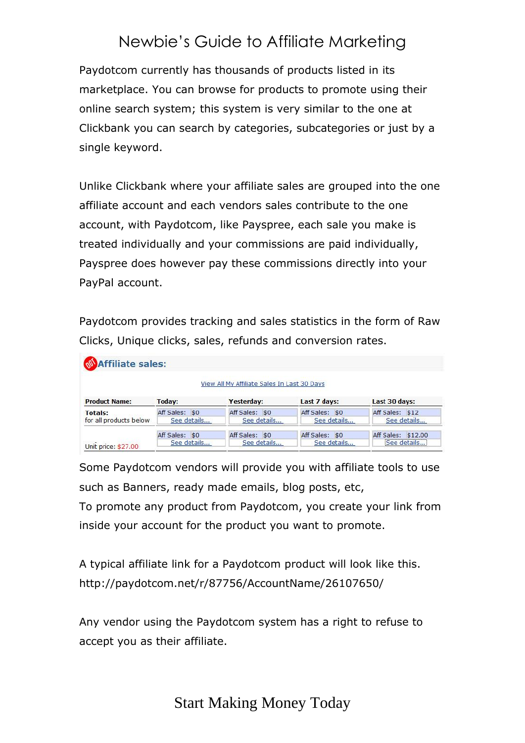Paydotcom currently has thousands of products listed in its marketplace. You can browse for products to promote using their online search system; this system is very similar to the one at Clickbank you can search by categories, subcategories or just by a single keyword.

Unlike Clickbank where your affiliate sales are grouped into the one affiliate account and each vendors sales contribute to the one account, with Paydotcom, like Payspree, each sale you make is treated individually and your commissions are paid individually, Payspree does however pay these commissions directly into your PayPal account.

Paydotcom provides tracking and sales statistics in the form of Raw Clicks, Unique clicks, sales, refunds and conversion rates.

**Affiliate sales:**

View All My Affiliate Sales In Last 30 Days

| Product Name: | Today: | Yesterday: | Last 7 days: | Last 30 days: |
|---|---|---|---|---|
| **Totals:** for all products below | Aff Sales: $0 See details... | Aff Sales: $0 See details... | Aff Sales: $0 See details... | Aff Sales: $12 See details... |
| Unit price: $27.00 | Aff Sales: $0 See details... | Aff Sales: $0 See details... | Aff Sales: $0 See details... | Aff Sales: $12.00 See details... |

Some Paydotcom vendors will provide you with affiliate tools to use such as Banners, ready made emails, blog posts, etc,
To promote any product from Paydotcom, you create your link from inside your account for the product you want to promote.

A typical affiliate link for a Paydotcom product will look like this.
http://paydotcom.net/r/87756/AccountName/26107650/

Any vendor using the Paydotcom system has a right to refuse to accept you as their affiliate.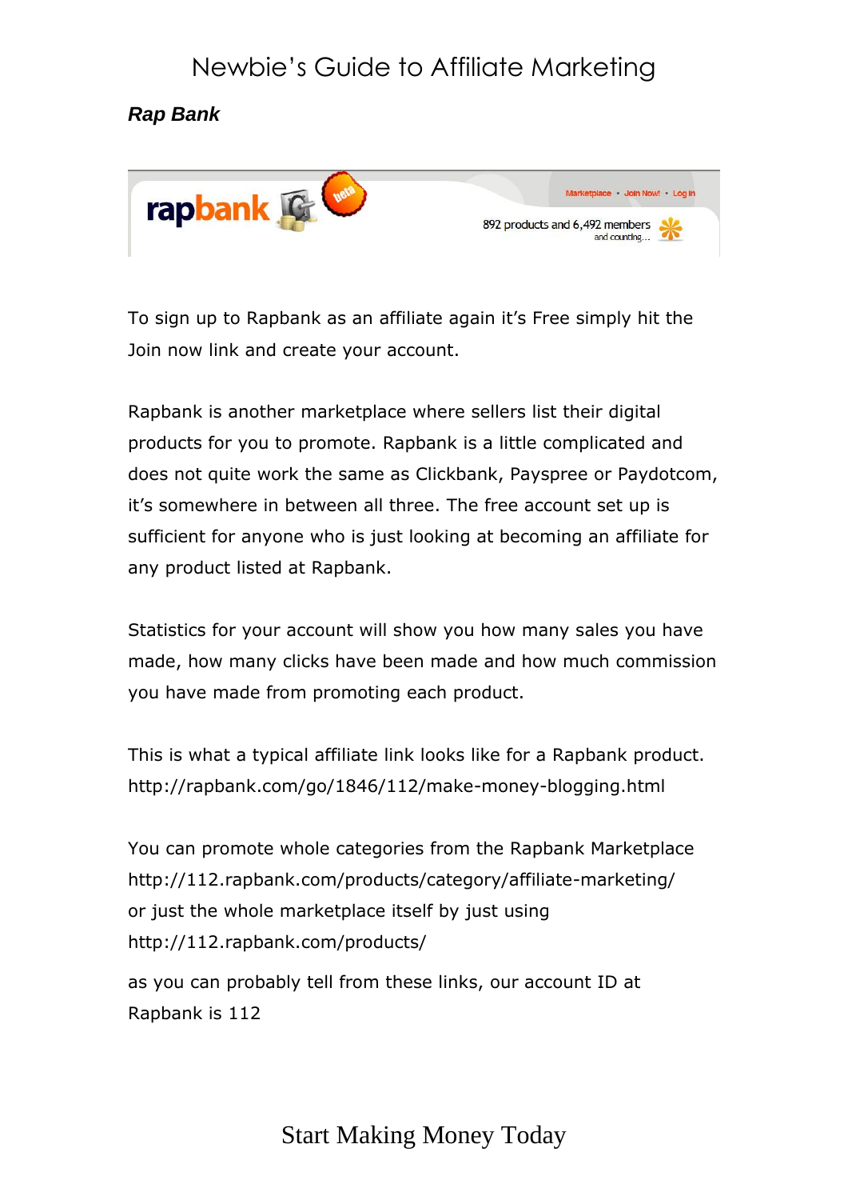***Rap Bank***

To sign up to Rapbank as an affiliate again it's Free simply hit the Join now link and create your account.

Rapbank is another marketplace where sellers list their digital products for you to promote. Rapbank is a little complicated and does not quite work the same as Clickbank, Payspree or Paydotcom, it's somewhere in between all three. The free account set up is sufficient for anyone who is just looking at becoming an affiliate for any product listed at Rapbank.

Statistics for your account will show you how many sales you have made, how many clicks have been made and how much commission you have made from promoting each product.

This is what a typical affiliate link looks like for a Rapbank product.
http://rapbank.com/go/1846/112/make-money-blogging.html

You can promote whole categories from the Rapbank Marketplace
http://112.rapbank.com/products/category/affiliate-marketing/
or just the whole marketplace itself by just using
http://112.rapbank.com/products/

as you can probably tell from these links, our account ID at Rapbank is 112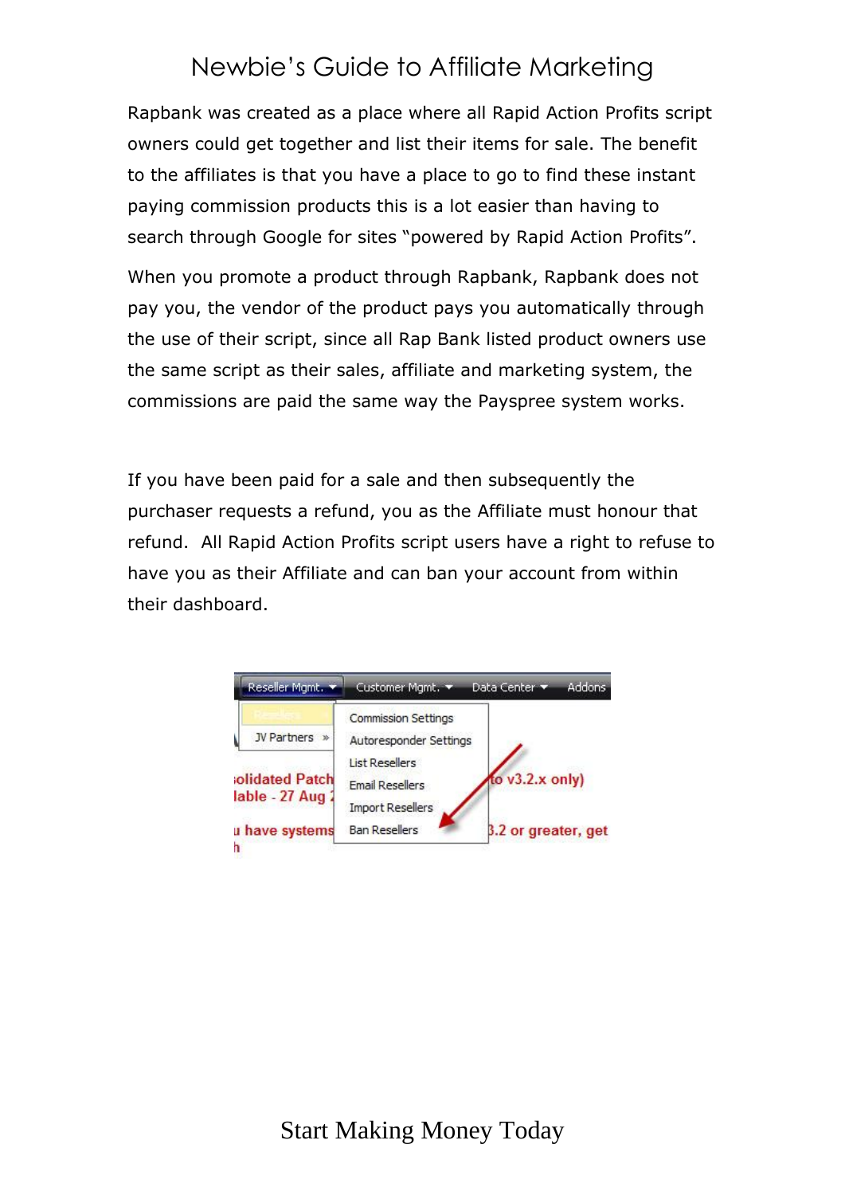Rapbank was created as a place where all Rapid Action Profits script owners could get together and list their items for sale. The benefit to the affiliates is that you have a place to go to find these instant paying commission products this is a lot easier than having to search through Google for sites "powered by Rapid Action Profits".

When you promote a product through Rapbank, Rapbank does not pay you, the vendor of the product pays you automatically through the use of their script, since all Rap Bank listed product owners use the same script as their sales, affiliate and marketing system, the commissions are paid the same way the Payspree system works.

If you have been paid for a sale and then subsequently the purchaser requests a refund, you as the Affiliate must honour that refund. All Rapid Action Profits script users have a right to refuse to have you as their Affiliate and can ban your account from within their dashboard.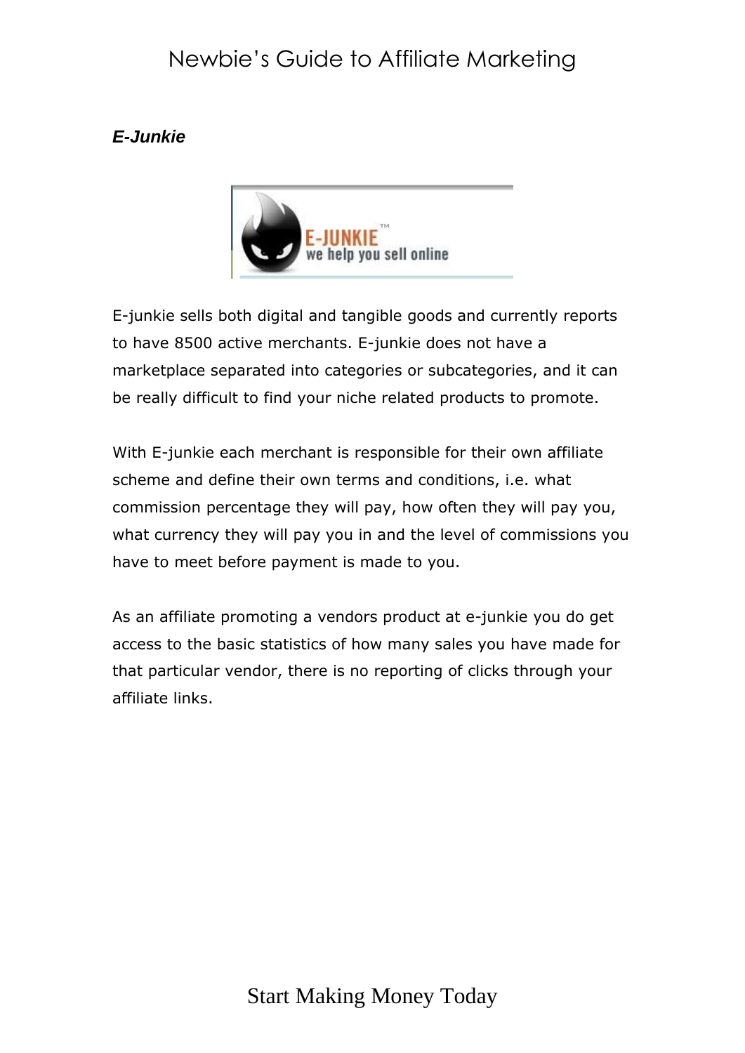### *E-Junkie*

E-junkie sells both digital and tangible goods and currently reports to have 8500 active merchants. E-junkie does not have a marketplace separated into categories or subcategories, and it can be really difficult to find your niche related products to promote.

With E-junkie each merchant is responsible for their own affiliate scheme and define their own terms and conditions, i.e. what commission percentage they will pay, how often they will pay you, what currency they will pay you in and the level of commissions you have to meet before payment is made to you.

As an affiliate promoting a vendors product at e-junkie you do get access to the basic statistics of how many sales you have made for that particular vendor, there is no reporting of clicks through your affiliate links.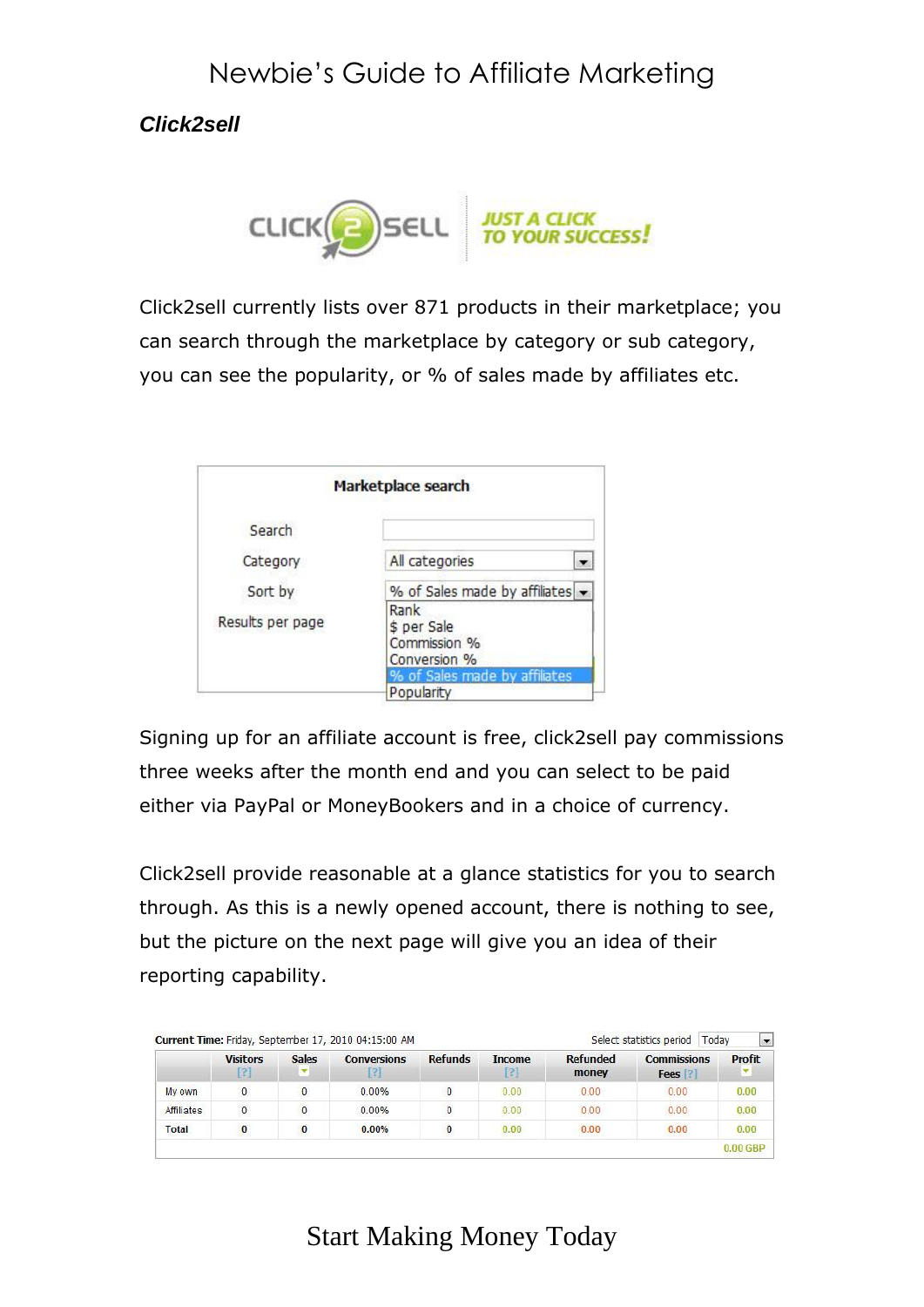***Click2sell***

Click2sell currently lists over 871 products in their marketplace; you can search through the marketplace by category or sub category, you can see the popularity, or % of sales made by affiliates etc.

Signing up for an affiliate account is free, click2sell pay commissions three weeks after the month end and you can select to be paid either via PayPal or MoneyBookers and in a choice of currency.

Click2sell provide reasonable at a glance statistics for you to search through. As this is a newly opened account, there is nothing to see, but the picture on the next page will give you an idea of their reporting capability.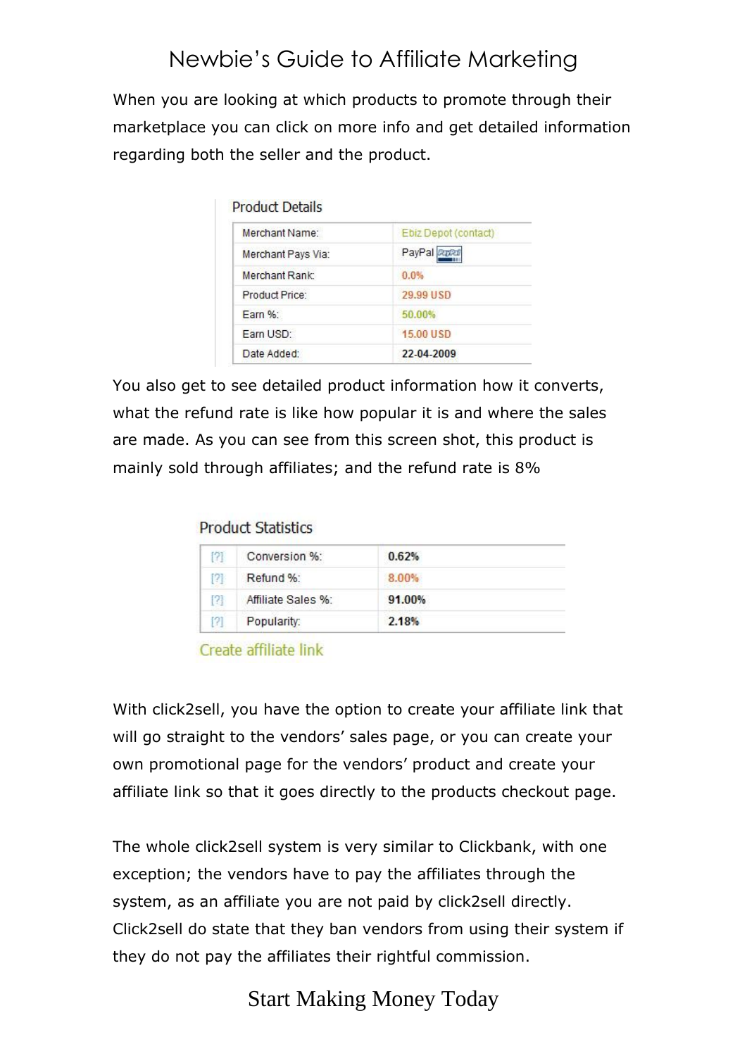When you are looking at which products to promote through their marketplace you can click on more info and get detailed information regarding both the seller and the product.

**Product Details**

| | |
|---|---|
| Merchant Name: | Ebiz Depot (contact) |
| Merchant Pays Via: | PayPal |
| Merchant Rank: | 0.0% |
| Product Price: | 29.99 USD |
| Earn %: | 50.00% |
| Earn USD: | 15.00 USD |
| Date Added: | 22-04-2009 |

You also get to see detailed product information how it converts, what the refund rate is like how popular it is and where the sales are made. As you can see from this screen shot, this product is mainly sold through affiliates; and the refund rate is 8%

**Product Statistics**

| | | |
|---|---|---|
| [?] | Conversion %: | 0.62% |
| [?] | Refund %: | 8.00% |
| [?] | Affiliate Sales %: | 91.00% |
| [?] | Popularity: | 2.18% |

Create affiliate link

With click2sell, you have the option to create your affiliate link that will go straight to the vendors' sales page, or you can create your own promotional page for the vendors' product and create your affiliate link so that it goes directly to the products checkout page.

The whole click2sell system is very similar to Clickbank, with one exception; the vendors have to pay the affiliates through the system, as an affiliate you are not paid by click2sell directly. Click2sell do state that they ban vendors from using their system if they do not pay the affiliates their rightful commission.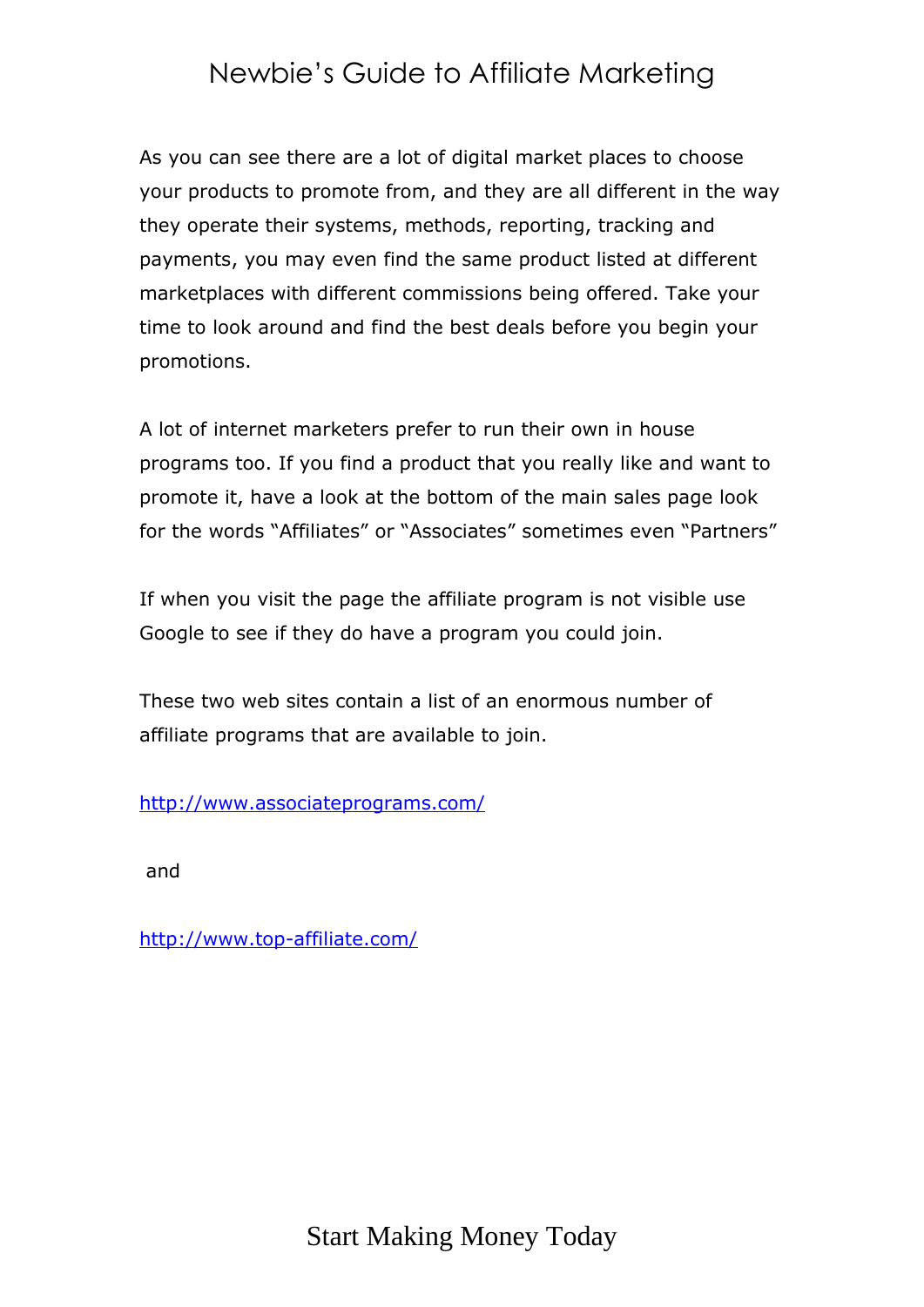As you can see there are a lot of digital market places to choose your products to promote from, and they are all different in the way they operate their systems, methods, reporting, tracking and payments, you may even find the same product listed at different marketplaces with different commissions being offered. Take your time to look around and find the best deals before you begin your promotions.

A lot of internet marketers prefer to run their own in house programs too. If you find a product that you really like and want to promote it, have a look at the bottom of the main sales page look for the words "Affiliates" or "Associates" sometimes even "Partners"

If when you visit the page the affiliate program is not visible use Google to see if they do have a program you could join.

These two web sites contain a list of an enormous number of affiliate programs that are available to join.

[http://www.associateprograms.com/](http://www.associateprograms.com/)

and

[http://www.top-affiliate.com/](http://www.top-affiliate.com/)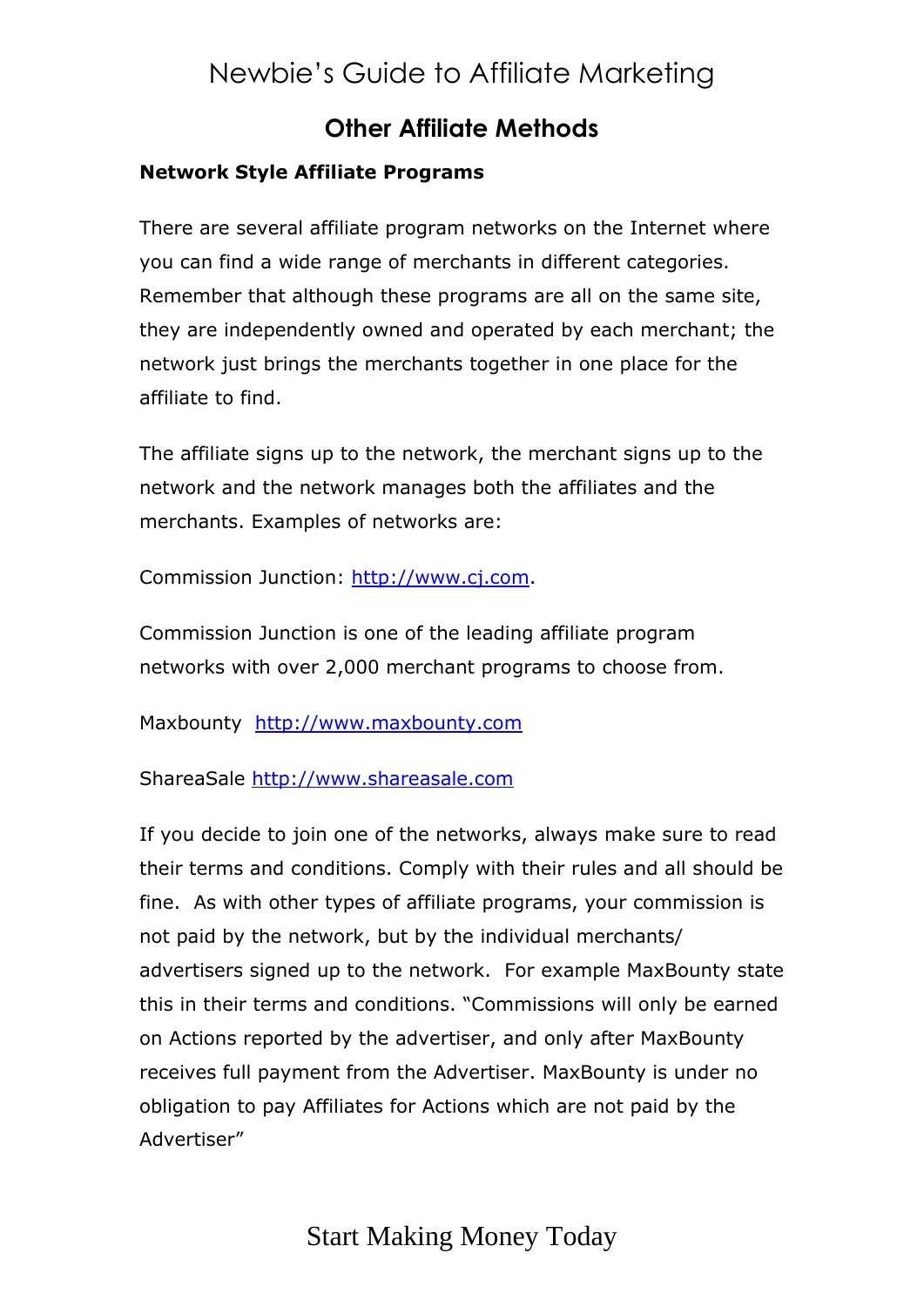## Other Affiliate Methods

**Network Style Affiliate Programs**

There are several affiliate program networks on the Internet where you can find a wide range of merchants in different categories. Remember that although these programs are all on the same site, they are independently owned and operated by each merchant; the network just brings the merchants together in one place for the affiliate to find.

The affiliate signs up to the network, the merchant signs up to the network and the network manages both the affiliates and the merchants. Examples of networks are:

Commission Junction: http://www.cj.com.

Commission Junction is one of the leading affiliate program networks with over 2,000 merchant programs to choose from.

Maxbounty http://www.maxbounty.com

ShareaSale http://www.shareasale.com

If you decide to join one of the networks, always make sure to read their terms and conditions. Comply with their rules and all should be fine. As with other types of affiliate programs, your commission is not paid by the network, but by the individual merchants/ advertisers signed up to the network. For example MaxBounty state this in their terms and conditions. "Commissions will only be earned on Actions reported by the advertiser, and only after MaxBounty receives full payment from the Advertiser. MaxBounty is under no obligation to pay Affiliates for Actions which are not paid by the Advertiser"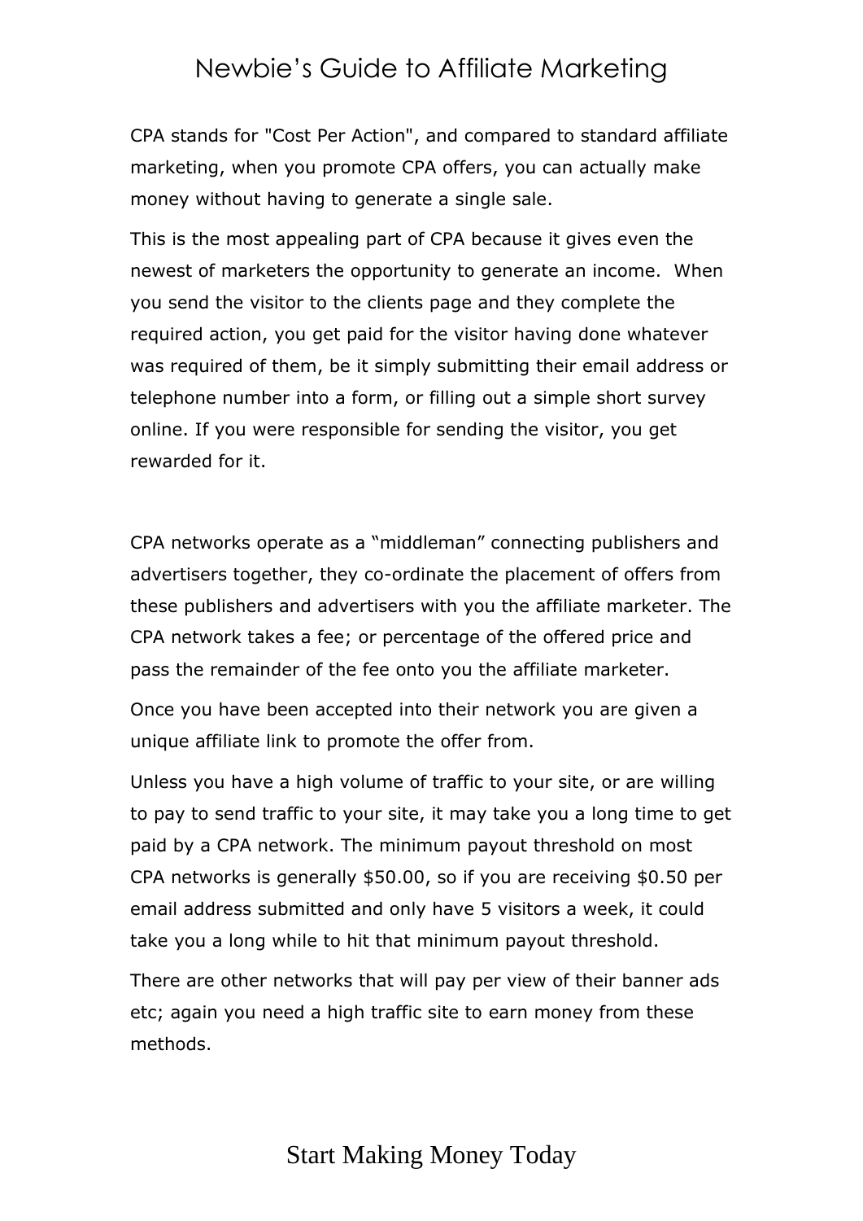CPA stands for "Cost Per Action", and compared to standard affiliate marketing, when you promote CPA offers, you can actually make money without having to generate a single sale.

This is the most appealing part of CPA because it gives even the newest of marketers the opportunity to generate an income.  When you send the visitor to the clients page and they complete the required action, you get paid for the visitor having done whatever was required of them, be it simply submitting their email address or telephone number into a form, or filling out a simple short survey online. If you were responsible for sending the visitor, you get rewarded for it.

CPA networks operate as a "middleman" connecting publishers and advertisers together, they co-ordinate the placement of offers from these publishers and advertisers with you the affiliate marketer. The CPA network takes a fee; or percentage of the offered price and pass the remainder of the fee onto you the affiliate marketer.

Once you have been accepted into their network you are given a unique affiliate link to promote the offer from.

Unless you have a high volume of traffic to your site, or are willing to pay to send traffic to your site, it may take you a long time to get paid by a CPA network. The minimum payout threshold on most CPA networks is generally $50.00, so if you are receiving $0.50 per email address submitted and only have 5 visitors a week, it could take you a long while to hit that minimum payout threshold.

There are other networks that will pay per view of their banner ads etc; again you need a high traffic site to earn money from these methods.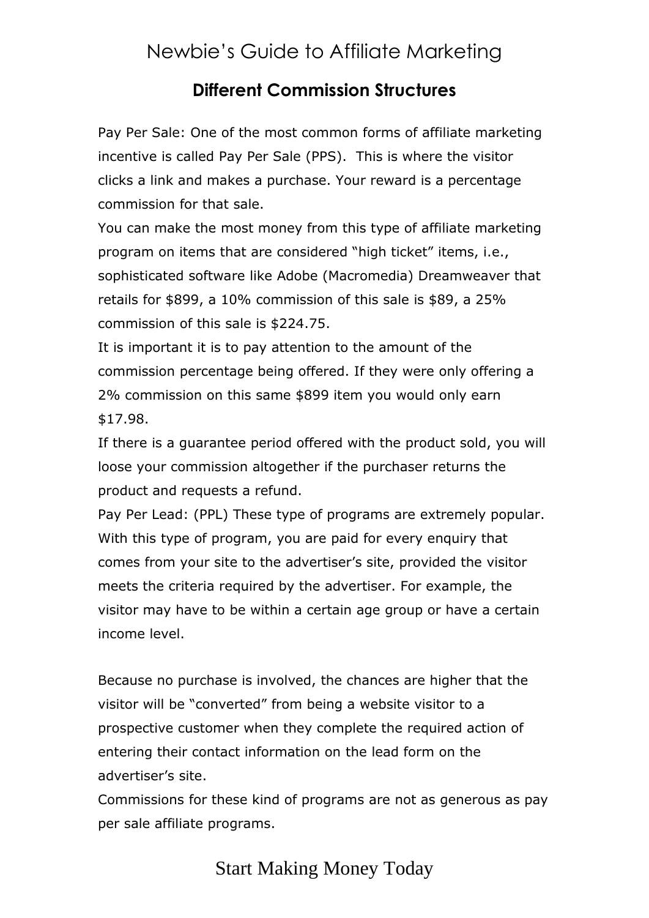## Different Commission Structures

Pay Per Sale: One of the most common forms of affiliate marketing incentive is called Pay Per Sale (PPS). This is where the visitor clicks a link and makes a purchase. Your reward is a percentage commission for that sale.

You can make the most money from this type of affiliate marketing program on items that are considered "high ticket" items, i.e., sophisticated software like Adobe (Macromedia) Dreamweaver that retails for $899, a 10% commission of this sale is $89, a 25% commission of this sale is $224.75.

It is important it is to pay attention to the amount of the commission percentage being offered. If they were only offering a 2% commission on this same $899 item you would only earn $17.98.

If there is a guarantee period offered with the product sold, you will loose your commission altogether if the purchaser returns the product and requests a refund.

Pay Per Lead: (PPL) These type of programs are extremely popular. With this type of program, you are paid for every enquiry that comes from your site to the advertiser's site, provided the visitor meets the criteria required by the advertiser. For example, the visitor may have to be within a certain age group or have a certain income level.

Because no purchase is involved, the chances are higher that the visitor will be "converted" from being a website visitor to a prospective customer when they complete the required action of entering their contact information on the lead form on the advertiser's site.

Commissions for these kind of programs are not as generous as pay per sale affiliate programs.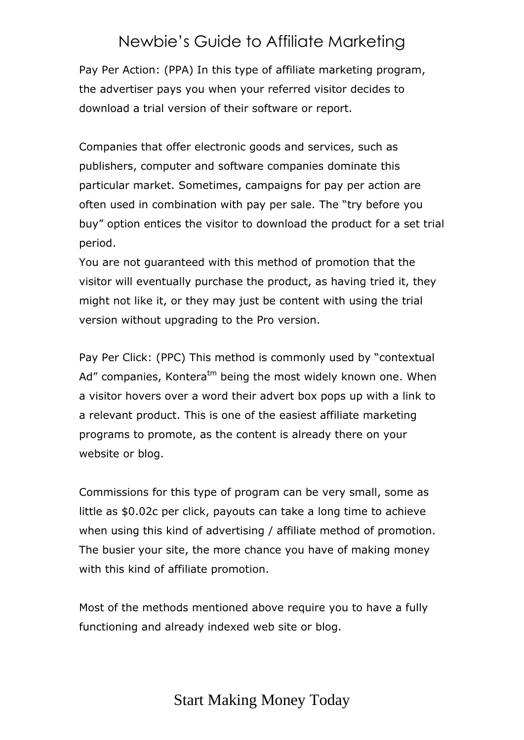Pay Per Action: (PPA) In this type of affiliate marketing program, the advertiser pays you when your referred visitor decides to download a trial version of their software or report.

Companies that offer electronic goods and services, such as publishers, computer and software companies dominate this particular market. Sometimes, campaigns for pay per action are often used in combination with pay per sale. The "try before you buy" option entices the visitor to download the product for a set trial period.

You are not guaranteed with this method of promotion that the visitor will eventually purchase the product, as having tried it, they might not like it, or they may just be content with using the trial version without upgrading to the Pro version.

Pay Per Click: (PPC) This method is commonly used by "contextual Ad" companies, Kontera™ being the most widely known one. When a visitor hovers over a word their advert box pops up with a link to a relevant product. This is one of the easiest affiliate marketing programs to promote, as the content is already there on your website or blog.

Commissions for this type of program can be very small, some as little as $0.02c per click, payouts can take a long time to achieve when using this kind of advertising / affiliate method of promotion. The busier your site, the more chance you have of making money with this kind of affiliate promotion.

Most of the methods mentioned above require you to have a fully functioning and already indexed web site or blog.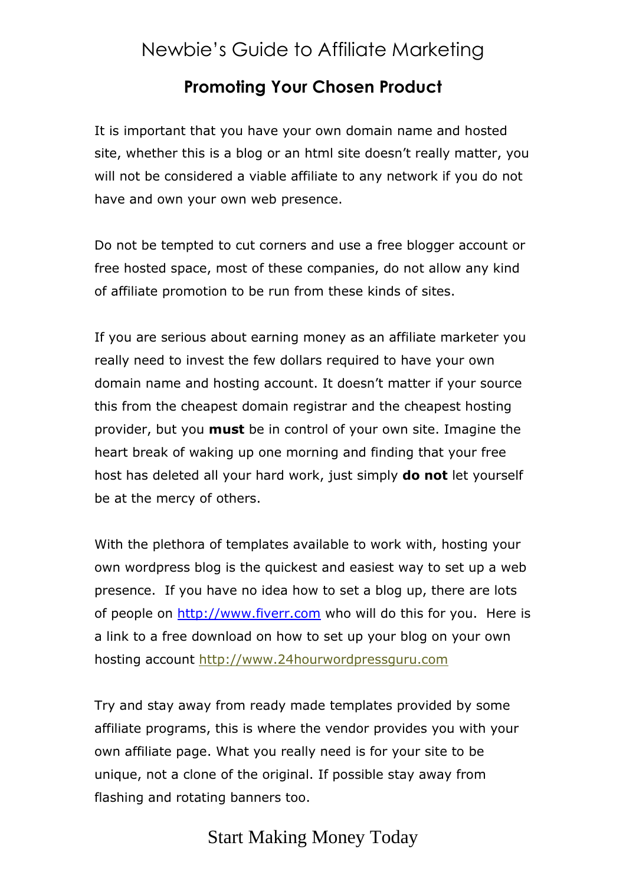## Promoting Your Chosen Product

It is important that you have your own domain name and hosted site, whether this is a blog or an html site doesn't really matter, you will not be considered a viable affiliate to any network if you do not have and own your own web presence.

Do not be tempted to cut corners and use a free blogger account or free hosted space, most of these companies, do not allow any kind of affiliate promotion to be run from these kinds of sites.

If you are serious about earning money as an affiliate marketer you really need to invest the few dollars required to have your own domain name and hosting account. It doesn't matter if your source this from the cheapest domain registrar and the cheapest hosting provider, but you **must** be in control of your own site. Imagine the heart break of waking up one morning and finding that your free host has deleted all your hard work, just simply **do not** let yourself be at the mercy of others.

With the plethora of templates available to work with, hosting your own wordpress blog is the quickest and easiest way to set up a web presence. If you have no idea how to set a blog up, there are lots of people on [http://www.fiverr.com](http://www.fiverr.com) who will do this for you. Here is a link to a free download on how to set up your blog on your own hosting account [http://www.24hourwordpressguru.com](http://www.24hourwordpressguru.com)

Try and stay away from ready made templates provided by some affiliate programs, this is where the vendor provides you with your own affiliate page. What you really need is for your site to be unique, not a clone of the original. If possible stay away from flashing and rotating banners too.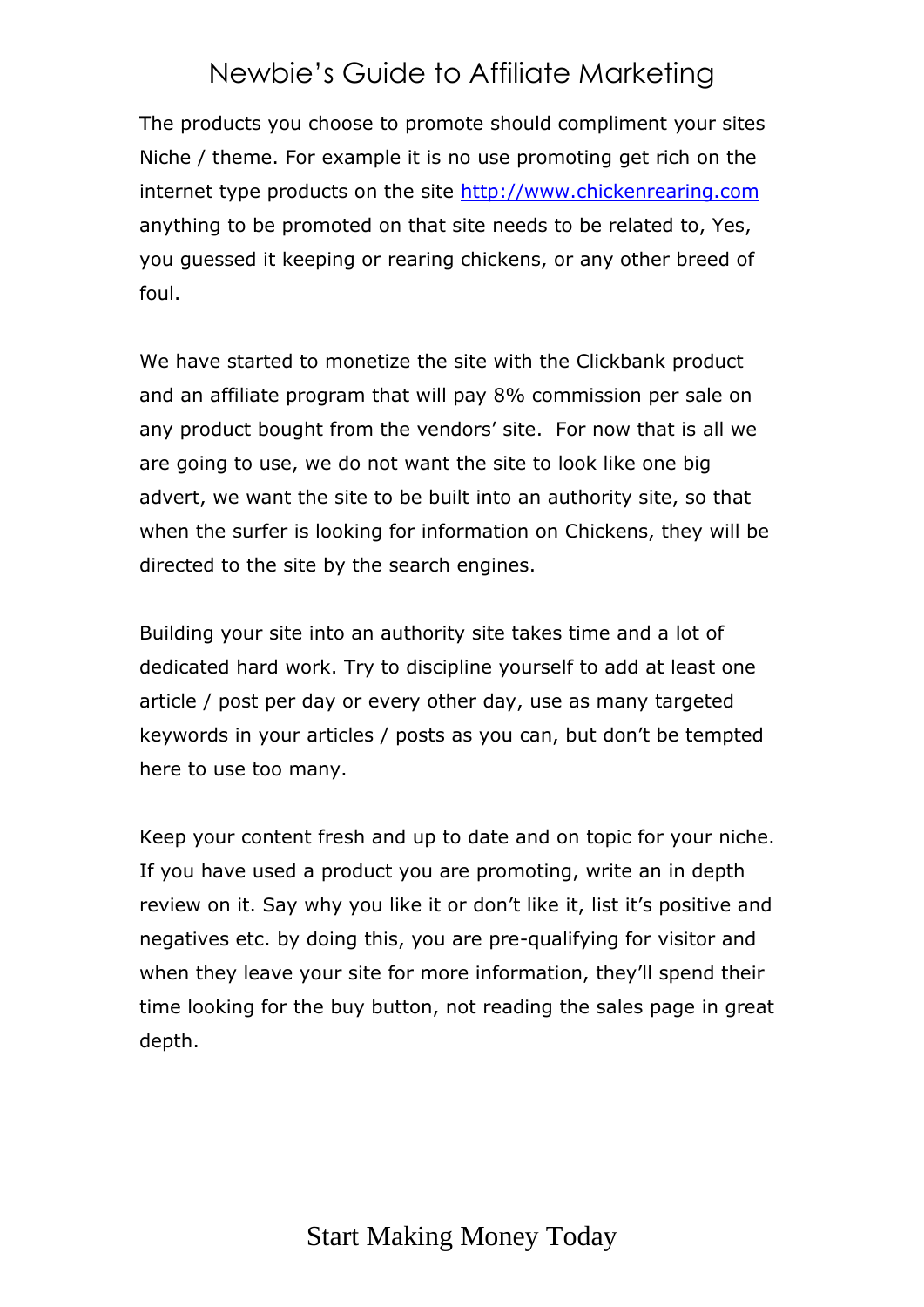The products you choose to promote should compliment your sites Niche / theme. For example it is no use promoting get rich on the internet type products on the site http://www.chickenrearing.com anything to be promoted on that site needs to be related to, Yes, you guessed it keeping or rearing chickens, or any other breed of foul.

We have started to monetize the site with the Clickbank product and an affiliate program that will pay 8% commission per sale on any product bought from the vendors' site.  For now that is all we are going to use, we do not want the site to look like one big advert, we want the site to be built into an authority site, so that when the surfer is looking for information on Chickens, they will be directed to the site by the search engines.

Building your site into an authority site takes time and a lot of dedicated hard work. Try to discipline yourself to add at least one article / post per day or every other day, use as many targeted keywords in your articles / posts as you can, but don't be tempted here to use too many.

Keep your content fresh and up to date and on topic for your niche. If you have used a product you are promoting, write an in depth review on it. Say why you like it or don't like it, list it's positive and negatives etc. by doing this, you are pre-qualifying for visitor and when they leave your site for more information, they'll spend their time looking for the buy button, not reading the sales page in great depth.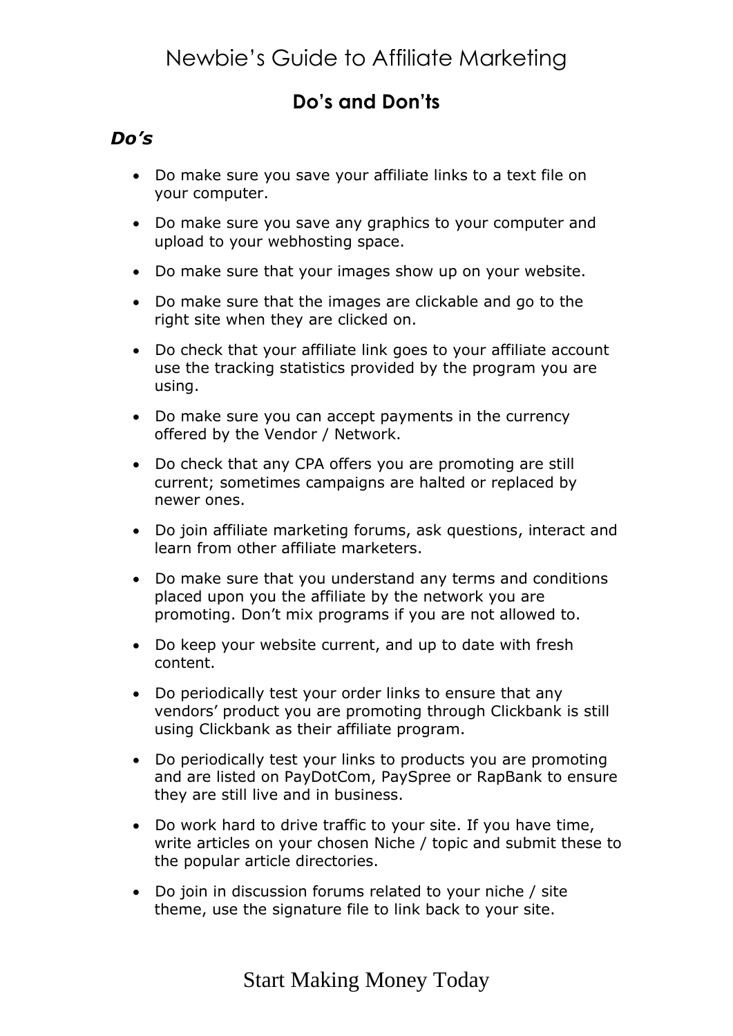## Do's and Don'ts

### *Do's*

- Do make sure you save your affiliate links to a text file on your computer.
- Do make sure you save any graphics to your computer and upload to your webhosting space.
- Do make sure that your images show up on your website.
- Do make sure that the images are clickable and go to the right site when they are clicked on.
- Do check that your affiliate link goes to your affiliate account use the tracking statistics provided by the program you are using.
- Do make sure you can accept payments in the currency offered by the Vendor / Network.
- Do check that any CPA offers you are promoting are still current; sometimes campaigns are halted or replaced by newer ones.
- Do join affiliate marketing forums, ask questions, interact and learn from other affiliate marketers.
- Do make sure that you understand any terms and conditions placed upon you the affiliate by the network you are promoting. Don't mix programs if you are not allowed to.
- Do keep your website current, and up to date with fresh content.
- Do periodically test your order links to ensure that any vendors' product you are promoting through Clickbank is still using Clickbank as their affiliate program.
- Do periodically test your links to products you are promoting and are listed on PayDotCom, PaySpree or RapBank to ensure they are still live and in business.
- Do work hard to drive traffic to your site. If you have time, write articles on your chosen Niche / topic and submit these to the popular article directories.
- Do join in discussion forums related to your niche / site theme, use the signature file to link back to your site.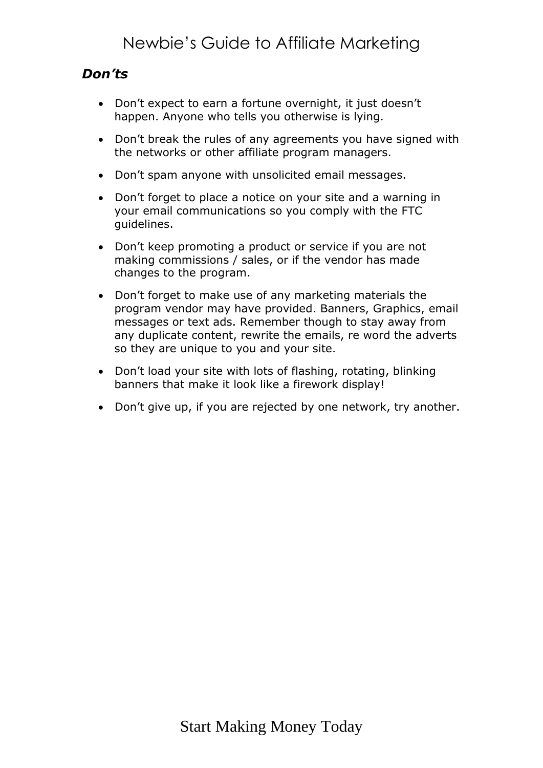### ***Don'ts***

- Don't expect to earn a fortune overnight, it just doesn't happen. Anyone who tells you otherwise is lying.
- Don't break the rules of any agreements you have signed with the networks or other affiliate program managers.
- Don't spam anyone with unsolicited email messages.
- Don't forget to place a notice on your site and a warning in your email communications so you comply with the FTC guidelines.
- Don't keep promoting a product or service if you are not making commissions / sales, or if the vendor has made changes to the program.
- Don't forget to make use of any marketing materials the program vendor may have provided. Banners, Graphics, email messages or text ads. Remember though to stay away from any duplicate content, rewrite the emails, re word the adverts so they are unique to you and your site.
- Don't load your site with lots of flashing, rotating, blinking banners that make it look like a firework display!
- Don't give up, if you are rejected by one network, try another.